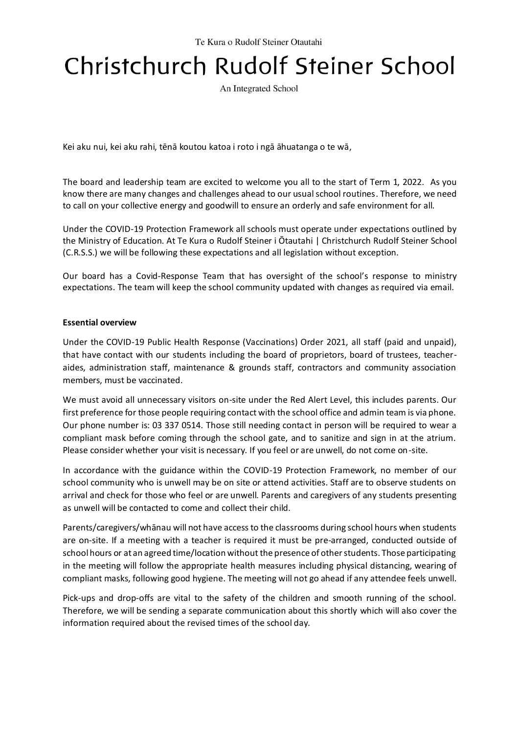Te Kura o Rudolf Steiner Otautahi

# Christchurch Rudolf Steiner School

An Integrated School

Kei aku nui, kei aku rahi, tēnā koutou katoa i roto i ngā āhuatanga o te wā,

The board and leadership team are excited to welcome you all to the start of Term 1, 2022. As you know there are many changes and challenges ahead to our usual school routines. Therefore, we need to call on your collective energy and goodwill to ensure an orderly and safe environment for all.

Under the COVID-19 Protection Framework all schools must operate under expectations outlined by the Ministry of Education. At Te Kura o Rudolf Steiner i Ōtautahi | Christchurch Rudolf Steiner School (C.R.S.S.) we will be following these expectations and all legislation without exception.

Our board has a Covid-Response Team that has oversight of the school's response to ministry expectations. The team will keep the school community updated with changes as required via email.

**Essential overview**

Under the COVID-19 Public Health Response (Vaccinations) Order 2021, all staff (paid and unpaid), that have contact with our students including the board of proprietors, board of trustees, teacher-aides, administration staff, maintenance & grounds staff, contractors and community association members, must be vaccinated.

We must avoid all unnecessary visitors on-site under the Red Alert Level, this includes parents. Our first preference for those people requiring contact with the school office and admin team is via phone. Our phone number is: 03 337 0514. Those still needing contact in person will be required to wear a compliant mask before coming through the school gate, and to sanitize and sign in at the atrium. Please consider whether your visit is necessary. If you feel or are unwell, do not come on-site.

In accordance with the guidance within the COVID-19 Protection Framework, no member of our school community who is unwell may be on site or attend activities. Staff are to observe students on arrival and check for those who feel or are unwell. Parents and caregivers of any students presenting as unwell will be contacted to come and collect their child.

Parents/caregivers/whānau will not have access to the classrooms during school hours when students are on-site. If a meeting with a teacher is required it must be pre-arranged, conducted outside of school hours or at an agreed time/location without the presence of other students. Those participating in the meeting will follow the appropriate health measures including physical distancing, wearing of compliant masks, following good hygiene. The meeting will not go ahead if any attendee feels unwell.

Pick-ups and drop-offs are vital to the safety of the children and smooth running of the school. Therefore, we will be sending a separate communication about this shortly which will also cover the information required about the revised times of the school day.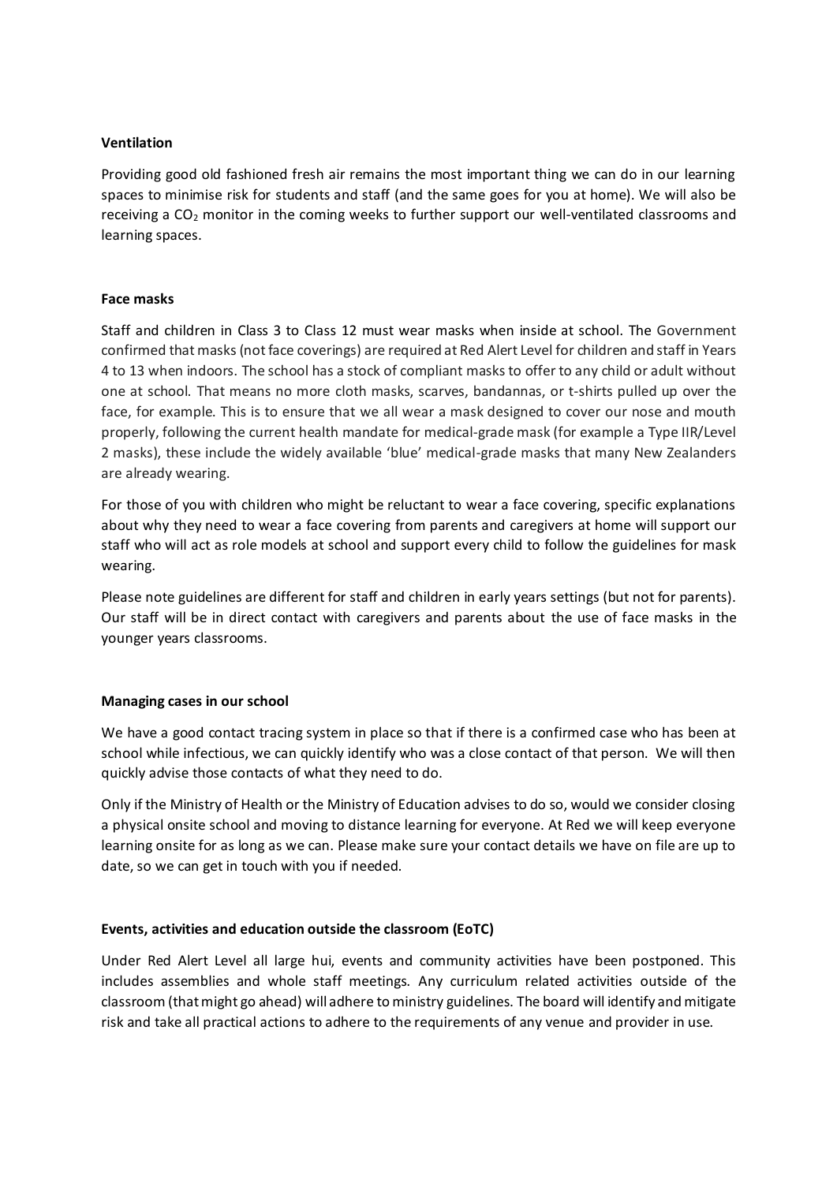**Ventilation**

Providing good old fashioned fresh air remains the most important thing we can do in our learning spaces to minimise risk for students and staff (and the same goes for you at home). We will also be receiving a $CO_2$ monitor in the coming weeks to further support our well-ventilated classrooms and learning spaces.

**Face masks**

Staff and children in Class 3 to Class 12 must wear masks when inside at school. The Government confirmed that masks (not face coverings) are required at Red Alert Level for children and staff in Years 4 to 13 when indoors. The school has a stock of compliant masks to offer to any child or adult without one at school. That means no more cloth masks, scarves, bandannas, or t-shirts pulled up over the face, for example. This is to ensure that we all wear a mask designed to cover our nose and mouth properly, following the current health mandate for medical-grade mask (for example a Type IIR/Level 2 masks), these include the widely available 'blue' medical-grade masks that many New Zealanders are already wearing.

For those of you with children who might be reluctant to wear a face covering, specific explanations about why they need to wear a face covering from parents and caregivers at home will support our staff who will act as role models at school and support every child to follow the guidelines for mask wearing.

Please note guidelines are different for staff and children in early years settings (but not for parents). Our staff will be in direct contact with caregivers and parents about the use of face masks in the younger years classrooms.

**Managing cases in our school**

We have a good contact tracing system in place so that if there is a confirmed case who has been at school while infectious, we can quickly identify who was a close contact of that person. We will then quickly advise those contacts of what they need to do.

Only if the Ministry of Health or the Ministry of Education advises to do so, would we consider closing a physical onsite school and moving to distance learning for everyone. At Red we will keep everyone learning onsite for as long as we can. Please make sure your contact details we have on file are up to date, so we can get in touch with you if needed.

**Events, activities and education outside the classroom (EoTC)**

Under Red Alert Level all large hui, events and community activities have been postponed. This includes assemblies and whole staff meetings. Any curriculum related activities outside of the classroom (that might go ahead) will adhere to ministry guidelines. The board will identify and mitigate risk and take all practical actions to adhere to the requirements of any venue and provider in use.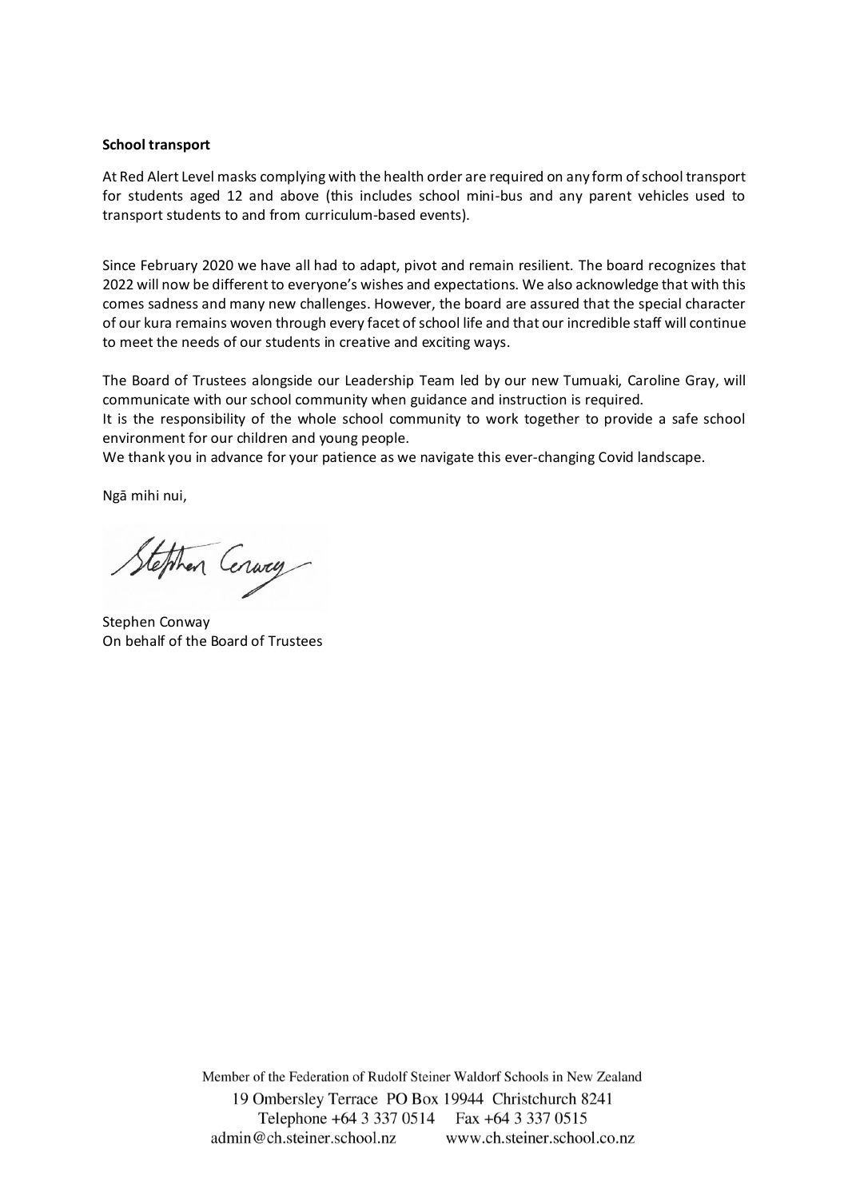**School transport**

At Red Alert Level masks complying with the health order are required on any form of school transport for students aged 12 and above (this includes school mini-bus and any parent vehicles used to transport students to and from curriculum-based events).

Since February 2020 we have all had to adapt, pivot and remain resilient. The board recognizes that 2022 will now be different to everyone's wishes and expectations. We also acknowledge that with this comes sadness and many new challenges. However, the board are assured that the special character of our kura remains woven through every facet of school life and that our incredible staff will continue to meet the needs of our students in creative and exciting ways.

The Board of Trustees alongside our Leadership Team led by our new Tumuaki, Caroline Gray, will communicate with our school community when guidance and instruction is required.
It is the responsibility of the whole school community to work together to provide a safe school environment for our children and young people.
We thank you in advance for your patience as we navigate this ever-changing Covid landscape.

Ngā mihi nui,

Stephen Conway
On behalf of the Board of Trustees

Member of the Federation of Rudolf Steiner Waldorf Schools in New Zealand
19 Ombersley Terrace PO Box 19944 Christchurch 8241
Telephone +64 3 337 0514 Fax +64 3 337 0515
admin@ch.steiner.school.nz www.ch.steiner.school.co.nz